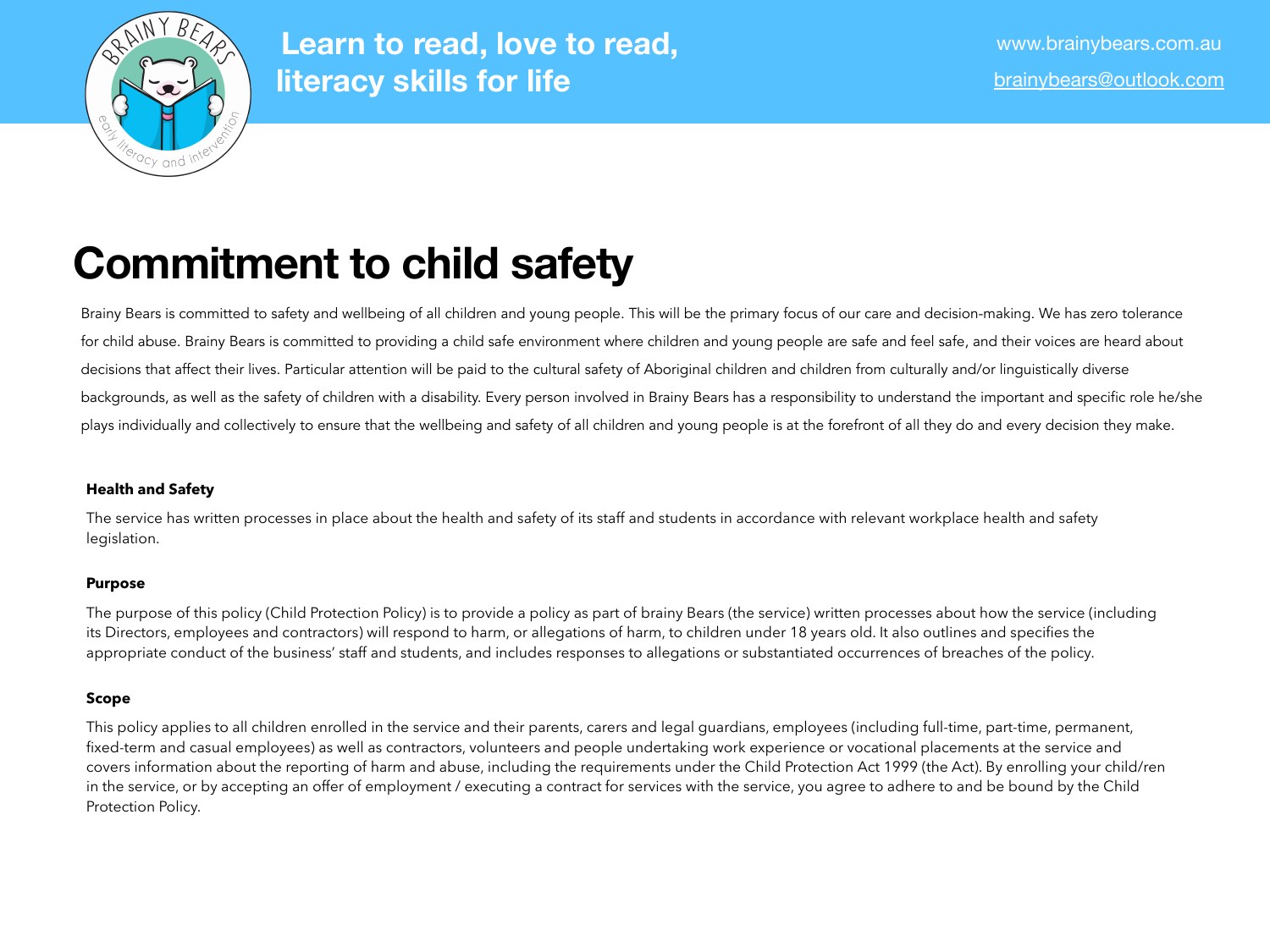Learn to read, love to read, literacy skills for life

www.brainybears.com.au

brainybears@outlook.com

# Commitment to child safety

Brainy Bears is committed to safety and wellbeing of all children and young people. This will be the primary focus of our care and decision-making. We has zero tolerance for child abuse. Brainy Bears is committed to providing a child safe environment where children and young people are safe and feel safe, and their voices are heard about decisions that affect their lives. Particular attention will be paid to the cultural safety of Aboriginal children and children from culturally and/or linguistically diverse backgrounds, as well as the safety of children with a disability. Every person involved in Brainy Bears has a responsibility to understand the important and specific role he/she plays individually and collectively to ensure that the wellbeing and safety of all children and young people is at the forefront of all they do and every decision they make.

**Health and Safety**

The service has written processes in place about the health and safety of its staff and students in accordance with relevant workplace health and safety legislation.

**Purpose**

The purpose of this policy (Child Protection Policy) is to provide a policy as part of brainy Bears (the service) written processes about how the service (including its Directors, employees and contractors) will respond to harm, or allegations of harm, to children under 18 years old. It also outlines and specifies the appropriate conduct of the business' staff and students, and includes responses to allegations or substantiated occurrences of breaches of the policy.

**Scope**

This policy applies to all children enrolled in the service and their parents, carers and legal guardians, employees (including full-time, part-time, permanent, fixed-term and casual employees) as well as contractors, volunteers and people undertaking work experience or vocational placements at the service and covers information about the reporting of harm and abuse, including the requirements under the Child Protection Act 1999 (the Act). By enrolling your child/ren in the service, or by accepting an offer of employment / executing a contract for services with the service, you agree to adhere to and be bound by the Child Protection Policy.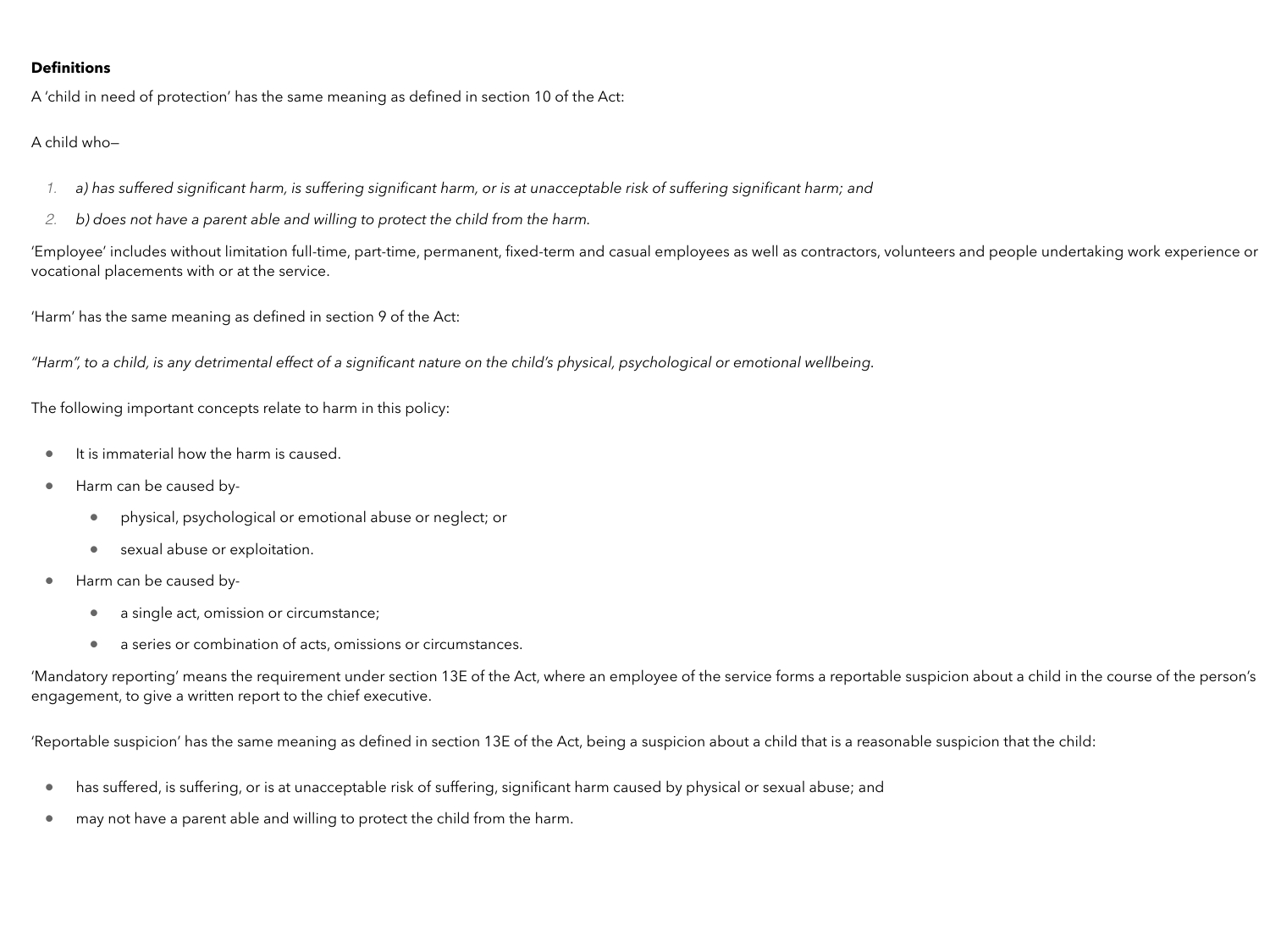**Definitions**

A 'child in need of protection' has the same meaning as defined in section 10 of the Act:

A child who—

1. *a) has suffered significant harm, is suffering significant harm, or is at unacceptable risk of suffering significant harm; and*
2. *b) does not have a parent able and willing to protect the child from the harm.*

'Employee' includes without limitation full-time, part-time, permanent, fixed-term and casual employees as well as contractors, volunteers and people undertaking work experience or vocational placements with or at the service.

'Harm' has the same meaning as defined in section 9 of the Act:

*"Harm", to a child, is any detrimental effect of a significant nature on the child's physical, psychological or emotional wellbeing.*

The following important concepts relate to harm in this policy:

- It is immaterial how the harm is caused.
- Harm can be caused by-
    - physical, psychological or emotional abuse or neglect; or
    - sexual abuse or exploitation.
- Harm can be caused by-
    - a single act, omission or circumstance;
    - a series or combination of acts, omissions or circumstances.

'Mandatory reporting' means the requirement under section 13E of the Act, where an employee of the service forms a reportable suspicion about a child in the course of the person's engagement, to give a written report to the chief executive.

'Reportable suspicion' has the same meaning as defined in section 13E of the Act, being a suspicion about a child that is a reasonable suspicion that the child:

- has suffered, is suffering, or is at unacceptable risk of suffering, significant harm caused by physical or sexual abuse; and
- may not have a parent able and willing to protect the child from the harm.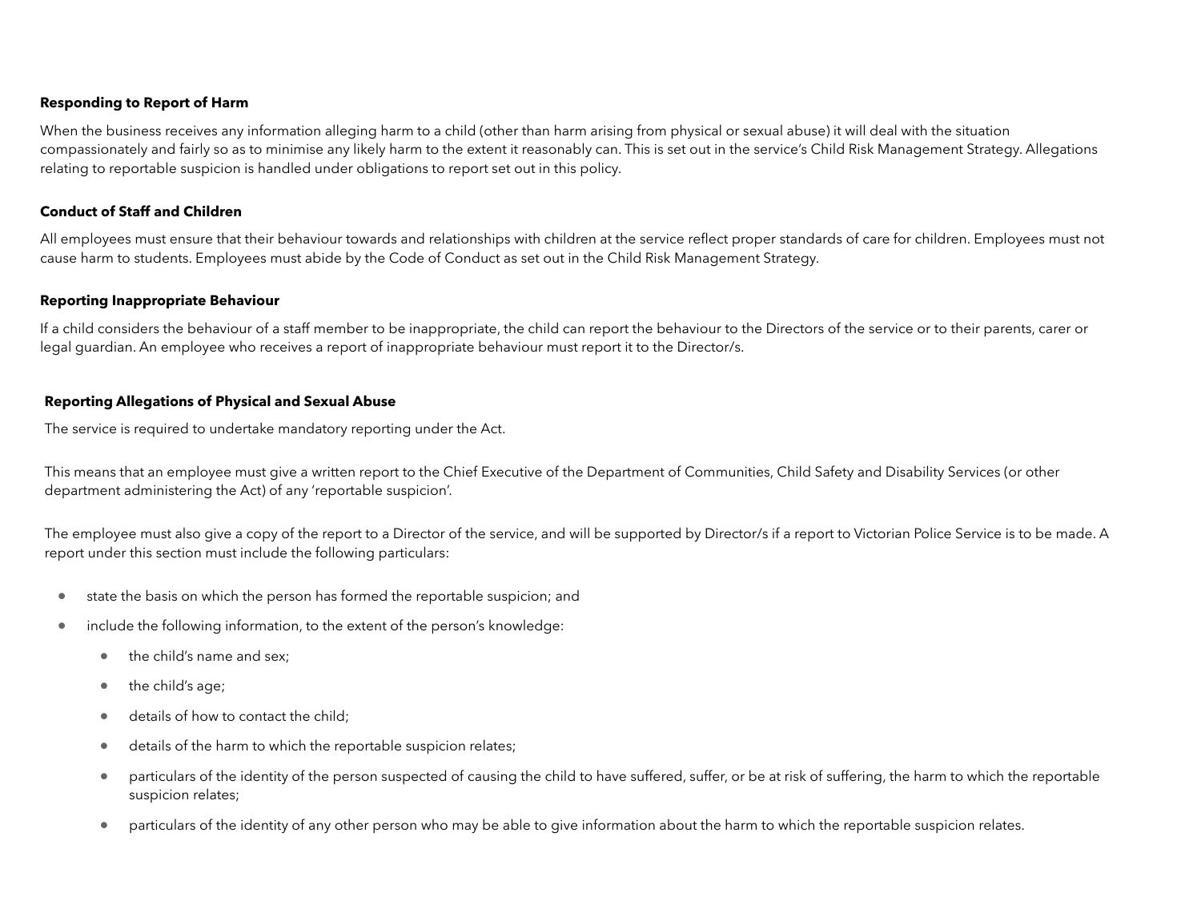**Responding to Report of Harm**

When the business receives any information alleging harm to a child (other than harm arising from physical or sexual abuse) it will deal with the situation compassionately and fairly so as to minimise any likely harm to the extent it reasonably can. This is set out in the service's Child Risk Management Strategy. Allegations relating to reportable suspicion is handled under obligations to report set out in this policy.

**Conduct of Staff and Children**

All employees must ensure that their behaviour towards and relationships with children at the service reflect proper standards of care for children. Employees must not cause harm to students. Employees must abide by the Code of Conduct as set out in the Child Risk Management Strategy.

**Reporting Inappropriate Behaviour**

If a child considers the behaviour of a staff member to be inappropriate, the child can report the behaviour to the Directors of the service or to their parents, carer or legal guardian. An employee who receives a report of inappropriate behaviour must report it to the Director/s.

**Reporting Allegations of Physical and Sexual Abuse**

The service is required to undertake mandatory reporting under the Act.

This means that an employee must give a written report to the Chief Executive of the Department of Communities, Child Safety and Disability Services (or other department administering the Act) of any 'reportable suspicion'.

The employee must also give a copy of the report to a Director of the service, and will be supported by Director/s if a report to Victorian Police Service is to be made. A report under this section must include the following particulars:

- state the basis on which the person has formed the reportable suspicion; and
- include the following information, to the extent of the person's knowledge:
  - the child's name and sex;
  - the child's age;
  - details of how to contact the child;
  - details of the harm to which the reportable suspicion relates;
  - particulars of the identity of the person suspected of causing the child to have suffered, suffer, or be at risk of suffering, the harm to which the reportable suspicion relates;
  - particulars of the identity of any other person who may be able to give information about the harm to which the reportable suspicion relates.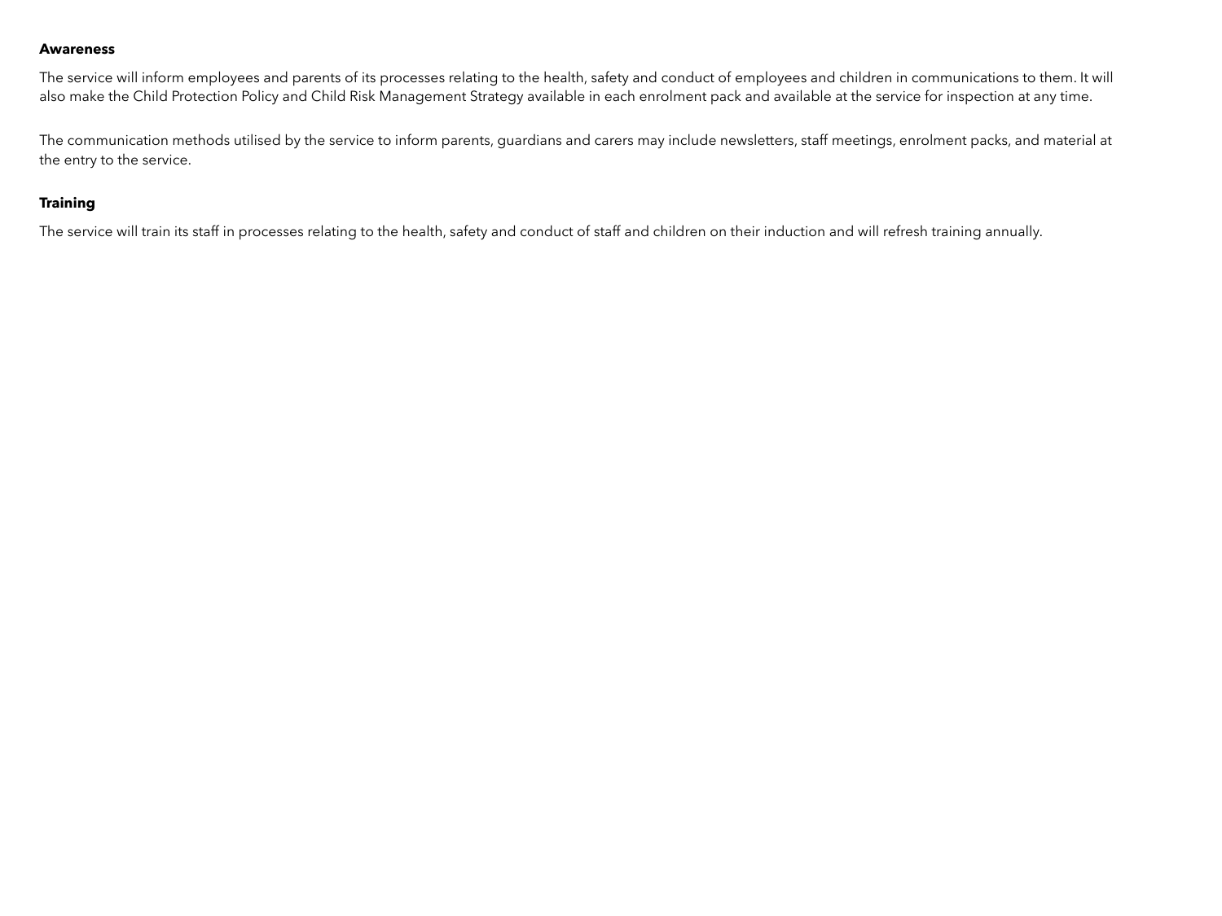**Awareness**

The service will inform employees and parents of its processes relating to the health, safety and conduct of employees and children in communications to them. It will also make the Child Protection Policy and Child Risk Management Strategy available in each enrolment pack and available at the service for inspection at any time.

The communication methods utilised by the service to inform parents, guardians and carers may include newsletters, staff meetings, enrolment packs, and material at the entry to the service.

**Training**

The service will train its staff in processes relating to the health, safety and conduct of staff and children on their induction and will refresh training annually.